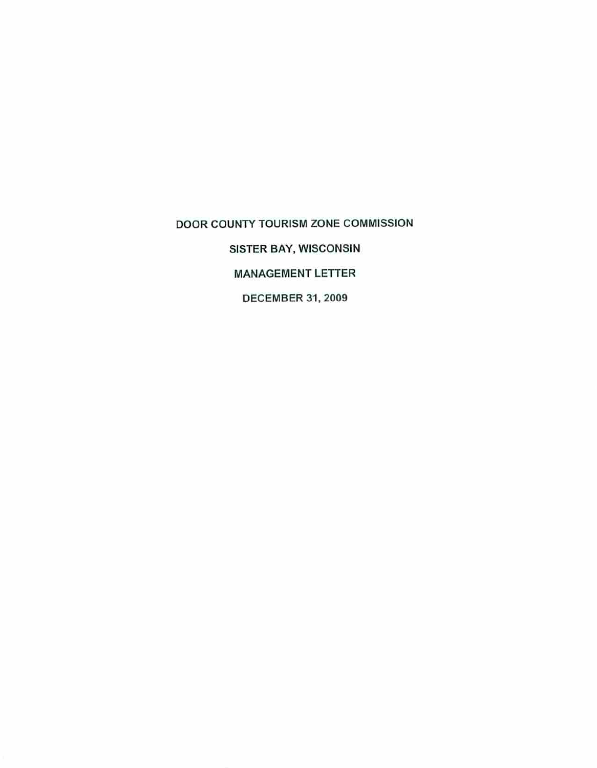# DOOR COUNTY TOURISM ZONE COMMISSION

## SISTER BAY, WISCONSIN

## MANAGEMENT LETTER

## DECEMBER 31, 2009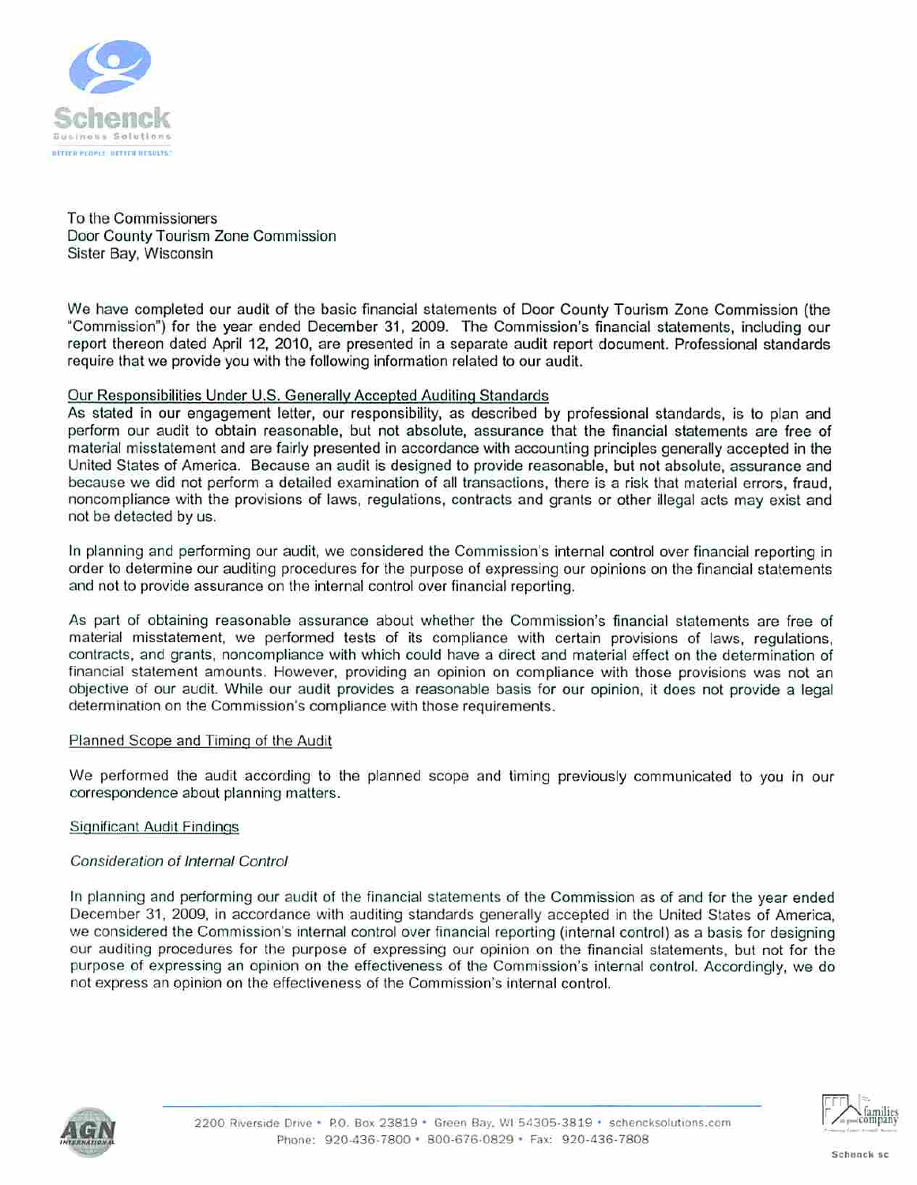To the Commissioners
Door County Tourism Zone Commission
Sister Bay, Wisconsin

We have completed our audit of the basic financial statements of Door County Tourism Zone Commission (the "Commission") for the year ended December 31, 2009. The Commission's financial statements, including our report thereon dated April 12, 2010, are presented in a separate audit report document. Professional standards require that we provide you with the following information related to our audit.

<u>Our Responsibilities Under U.S. Generally Accepted Auditing Standards</u>

As stated in our engagement letter, our responsibility, as described by professional standards, is to plan and perform our audit to obtain reasonable, but not absolute, assurance that the financial statements are free of material misstatement and are fairly presented in accordance with accounting principles generally accepted in the United States of America. Because an audit is designed to provide reasonable, but not absolute, assurance and because we did not perform a detailed examination of all transactions, there is a risk that material errors, fraud, noncompliance with the provisions of laws, regulations, contracts and grants or other illegal acts may exist and not be detected by us.

In planning and performing our audit, we considered the Commission's internal control over financial reporting in order to determine our auditing procedures for the purpose of expressing our opinions on the financial statements and not to provide assurance on the internal control over financial reporting.

As part of obtaining reasonable assurance about whether the Commission's financial statements are free of material misstatement, we performed tests of its compliance with certain provisions of laws, regulations, contracts, and grants, noncompliance with which could have a direct and material effect on the determination of financial statement amounts. However, providing an opinion on compliance with those provisions was not an objective of our audit. While our audit provides a reasonable basis for our opinion, it does not provide a legal determination on the Commission's compliance with those requirements.

<u>Planned Scope and Timing of the Audit</u>

We performed the audit according to the planned scope and timing previously communicated to you in our correspondence about planning matters.

<u>Significant Audit Findings</u>

*Consideration of Internal Control*

In planning and performing our audit of the financial statements of the Commission as of and for the year ended December 31, 2009, in accordance with auditing standards generally accepted in the United States of America, we considered the Commission's internal control over financial reporting (internal control) as a basis for designing our auditing procedures for the purpose of expressing our opinion on the financial statements, but not for the purpose of expressing an opinion on the effectiveness of the Commission's internal control. Accordingly, we do not express an opinion on the effectiveness of the Commission's internal control.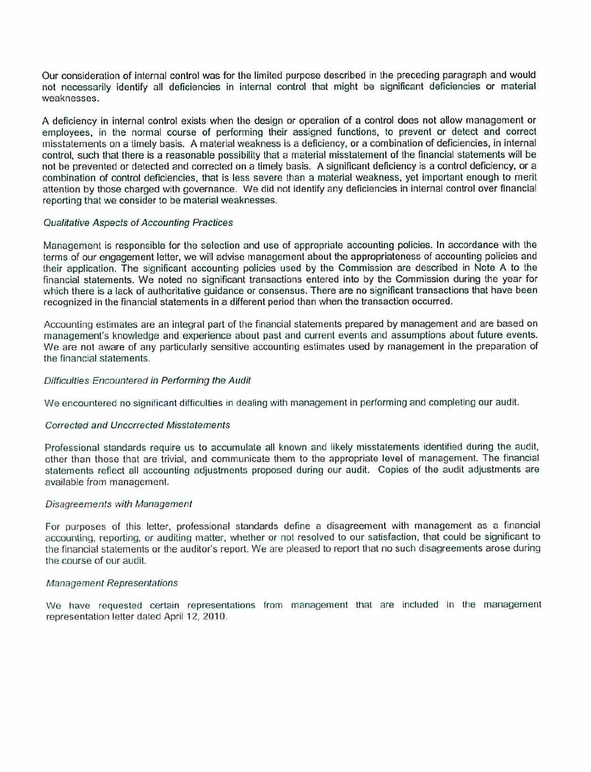Our consideration of internal control was for the limited purpose described in the preceding paragraph and would not necessarily identify all deficiencies in internal control that might be significant deficiencies or material weaknesses.

A deficiency in internal control exists when the design or operation of a control does not allow management or employees, in the normal course of performing their assigned functions, to prevent or detect and correct misstatements on a timely basis. A material weakness is a deficiency, or a combination of deficiencies, in internal control, such that there is a reasonable possibility that a material misstatement of the financial statements will be not be prevented or detected and corrected on a timely basis. A significant deficiency is a control deficiency, or a combination of control deficiencies, that is less severe than a material weakness, yet important enough to merit attention by those charged with governance. We did not identify any deficiencies in internal control over financial reporting that we consider to be material weaknesses.

*Qualitative Aspects of Accounting Practices*

Management is responsible for the selection and use of appropriate accounting policies. In accordance with the terms of our engagement letter, we will advise management about the appropriateness of accounting policies and their application. The significant accounting policies used by the Commission are described in Note A to the financial statements. We noted no significant transactions entered into by the Commission during the year for which there is a lack of authoritative guidance or consensus. There are no significant transactions that have been recognized in the financial statements in a different period than when the transaction occurred.

Accounting estimates are an integral part of the financial statements prepared by management and are based on management's knowledge and experience about past and current events and assumptions about future events. We are not aware of any particularly sensitive accounting estimates used by management in the preparation of the financial statements.

*Difficulties Encountered in Performing the Audit*

We encountered no significant difficulties in dealing with management in performing and completing our audit.

*Corrected and Uncorrected Misstatements*

Professional standards require us to accumulate all known and likely misstatements identified during the audit, other than those that are trivial, and communicate them to the appropriate level of management. The financial statements reflect all accounting adjustments proposed during our audit. Copies of the audit adjustments are available from management.

*Disagreements with Management*

For purposes of this letter, professional standards define a disagreement with management as a financial accounting, reporting, or auditing matter, whether or not resolved to our satisfaction, that could be significant to the financial statements or the auditor's report. We are pleased to report that no such disagreements arose during the course of our audit.

*Management Representations*

We have requested certain representations from management that are included in the management representation letter dated April 12, 2010.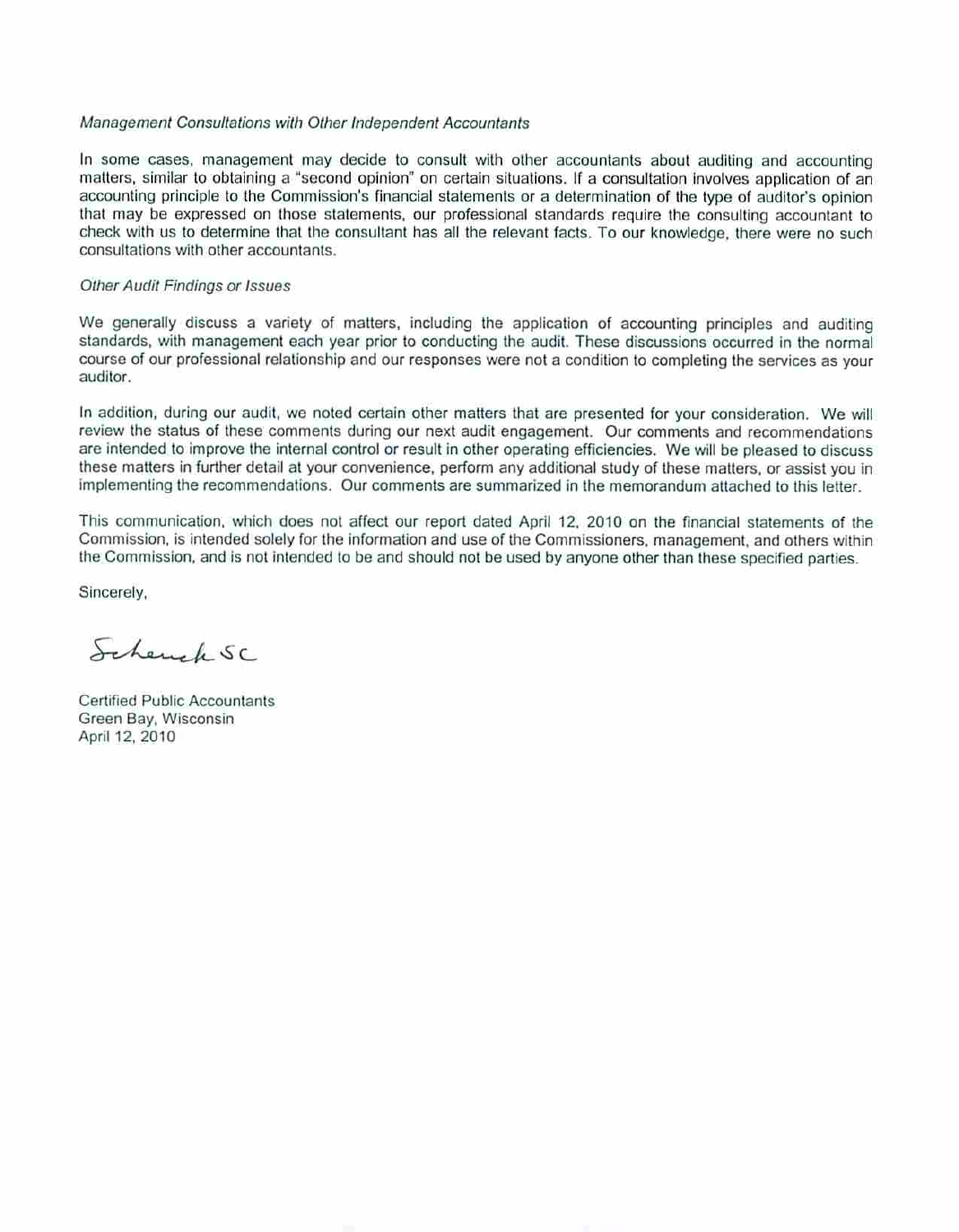*Management Consultations with Other Independent Accountants*

In some cases, management may decide to consult with other accountants about auditing and accounting matters, similar to obtaining a "second opinion" on certain situations. If a consultation involves application of an accounting principle to the Commission's financial statements or a determination of the type of auditor's opinion that may be expressed on those statements, our professional standards require the consulting accountant to check with us to determine that the consultant has all the relevant facts. To our knowledge, there were no such consultations with other accountants.

*Other Audit Findings or Issues*

We generally discuss a variety of matters, including the application of accounting principles and auditing standards, with management each year prior to conducting the audit. These discussions occurred in the normal course of our professional relationship and our responses were not a condition to completing the services as your auditor.

In addition, during our audit, we noted certain other matters that are presented for your consideration. We will review the status of these comments during our next audit engagement. Our comments and recommendations are intended to improve the internal control or result in other operating efficiencies. We will be pleased to discuss these matters in further detail at your convenience, perform any additional study of these matters, or assist you in implementing the recommendations. Our comments are summarized in the memorandum attached to this letter.

This communication, which does not affect our report dated April 12, 2010 on the financial statements of the Commission, is intended solely for the information and use of the Commissioners, management, and others within the Commission, and is not intended to be and should not be used by anyone other than these specified parties.

Sincerely,

Schenck SC

Certified Public Accountants
Green Bay, Wisconsin
April 12, 2010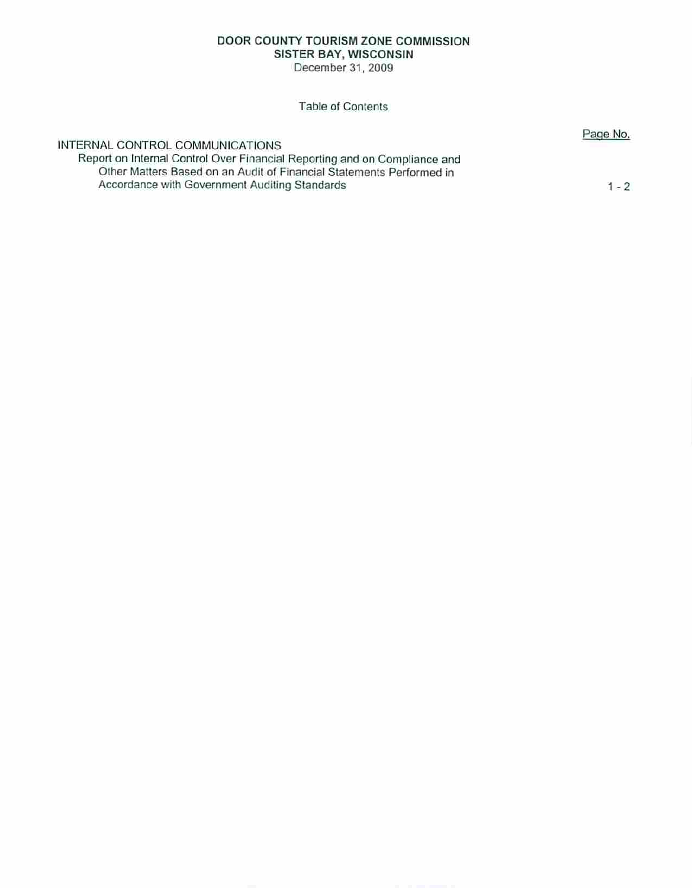# DOOR COUNTY TOURISM ZONE COMMISSION
## SISTER BAY, WISCONSIN
December 31, 2009

Table of Contents

| | Page No. |
|---|---|
| INTERNAL CONTROL COMMUNICATIONS | |
| Report on Internal Control Over Financial Reporting and on Compliance and Other Matters Based on an Audit of Financial Statements Performed in Accordance with Government Auditing Standards | 1 - 2 |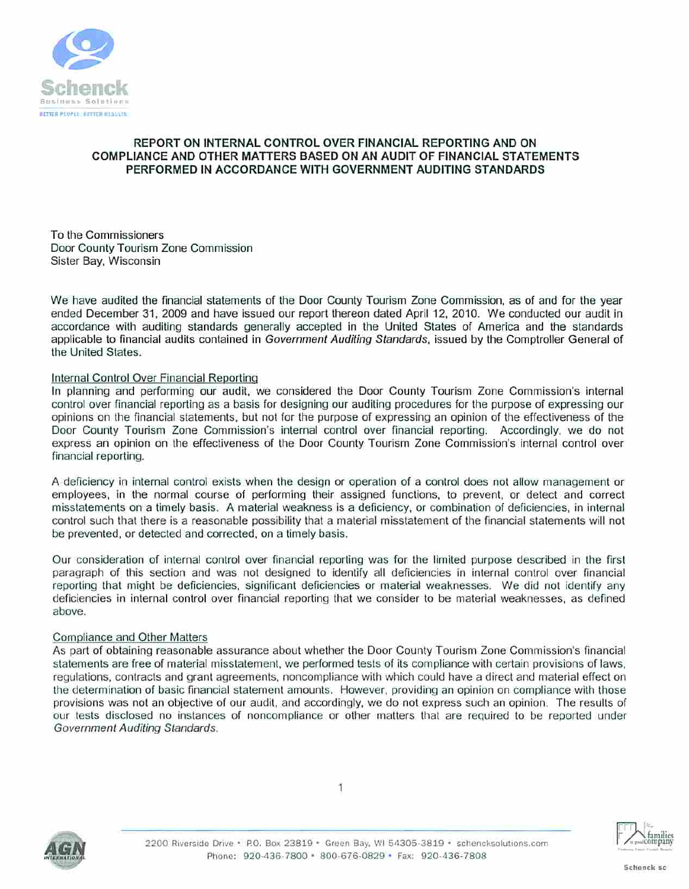# REPORT ON INTERNAL CONTROL OVER FINANCIAL REPORTING AND ON COMPLIANCE AND OTHER MATTERS BASED ON AN AUDIT OF FINANCIAL STATEMENTS PERFORMED IN ACCORDANCE WITH GOVERNMENT AUDITING STANDARDS

To the Commissioners
Door County Tourism Zone Commission
Sister Bay, Wisconsin

We have audited the financial statements of the Door County Tourism Zone Commission, as of and for the year ended December 31, 2009 and have issued our report thereon dated April 12, 2010. We conducted our audit in accordance with auditing standards generally accepted in the United States of America and the standards applicable to financial audits contained in *Government Auditing Standards*, issued by the Comptroller General of the United States.

<u>Internal Control Over Financial Reporting</u>

In planning and performing our audit, we considered the Door County Tourism Zone Commission's internal control over financial reporting as a basis for designing our auditing procedures for the purpose of expressing our opinions on the financial statements, but not for the purpose of expressing an opinion of the effectiveness of the Door County Tourism Zone Commission's internal control over financial reporting. Accordingly, we do not express an opinion on the effectiveness of the Door County Tourism Zone Commission's internal control over financial reporting.

A deficiency in internal control exists when the design or operation of a control does not allow management or employees, in the normal course of performing their assigned functions, to prevent, or detect and correct misstatements on a timely basis. A material weakness is a deficiency, or combination of deficiencies, in internal control such that there is a reasonable possibility that a material misstatement of the financial statements will not be prevented, or detected and corrected, on a timely basis.

Our consideration of internal control over financial reporting was for the limited purpose described in the first paragraph of this section and was not designed to identify all deficiencies in internal control over financial reporting that might be deficiencies, significant deficiencies or material weaknesses. We did not identify any deficiencies in internal control over financial reporting that we consider to be material weaknesses, as defined above.

<u>Compliance and Other Matters</u>

As part of obtaining reasonable assurance about whether the Door County Tourism Zone Commission's financial statements are free of material misstatement, we performed tests of its compliance with certain provisions of laws, regulations, contracts and grant agreements, noncompliance with which could have a direct and material effect on the determination of basic financial statement amounts. However, providing an opinion on compliance with those provisions was not an objective of our audit, and accordingly, we do not express such an opinion. The results of our tests disclosed no instances of noncompliance or other matters that are required to be reported under *Government Auditing Standards*.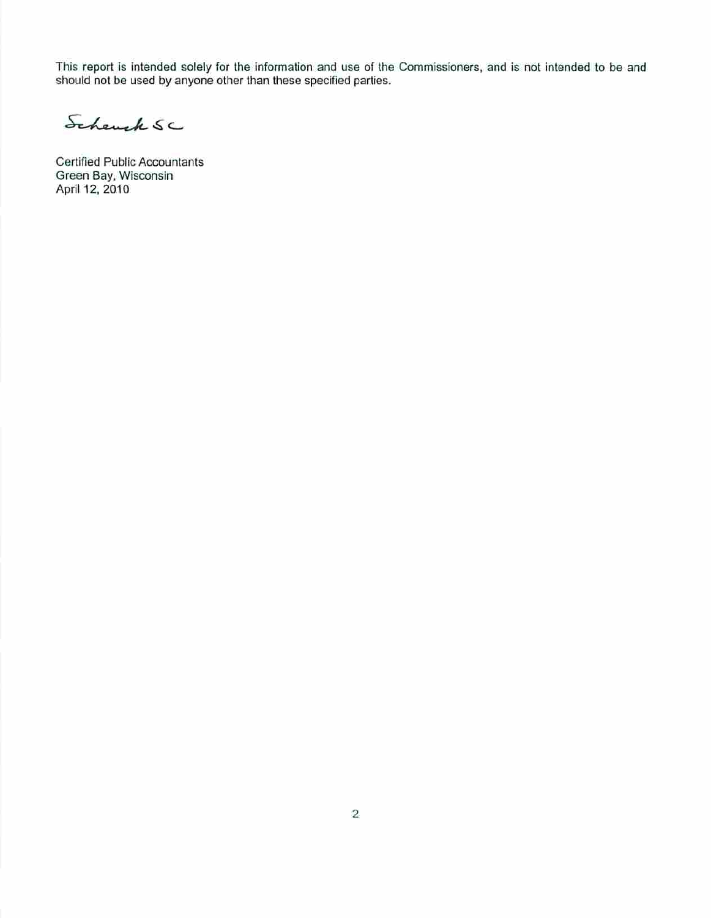This report is intended solely for the information and use of the Commissioners, and is not intended to be and should not be used by anyone other than these specified parties.

Schenck SC

Certified Public Accountants
Green Bay, Wisconsin
April 12, 2010